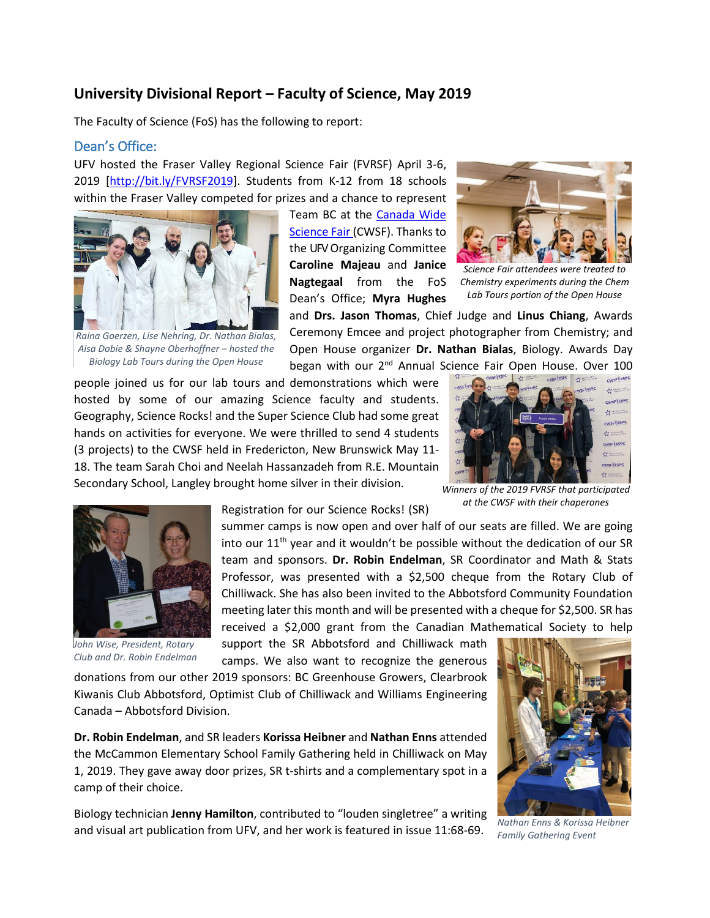## University Divisional Report – Faculty of Science, May 2019

The Faculty of Science (FoS) has the following to report:

### Dean's Office:

UFV hosted the Fraser Valley Regional Science Fair (FVRSF) April 3-6, 2019 [http://bit.ly/FVRSF2019]. Students from K-12 from 18 schools within the Fraser Valley competed for prizes and a chance to represent Team BC at the Canada Wide Science Fair (CWSF). Thanks to the UFV Organizing Committee **Caroline Majeau** and **Janice Nagtegaal** from the FoS Dean's Office; **Myra Hughes** and **Drs. Jason Thomas**, Chief Judge and **Linus Chiang**, Awards Ceremony Emcee and project photographer from Chemistry; and Open House organizer **Dr. Nathan Bialas**, Biology. Awards Day began with our 2nd Annual Science Fair Open House. Over 100 people joined us for our lab tours and demonstrations which were hosted by some of our amazing Science faculty and students. Geography, Science Rocks! and the Super Science Club had some great hands on activities for everyone. We were thrilled to send 4 students (3 projects) to the CWSF held in Fredericton, New Brunswick May 11-18. The team Sarah Choi and Neelah Hassanzadeh from R.E. Mountain Secondary School, Langley brought home silver in their division.

*Science Fair attendees were treated to Chemistry experiments during the Chem Lab Tours portion of the Open House*

*Raina Goerzen, Lise Nehring, Dr. Nathan Bialas, Aisa Dobie & Shayne Oberhoffner – hosted the Biology Lab Tours during the Open House*

*Winners of the 2019 FVRSF that participated at the CWSF with their chaperones*

Registration for our Science Rocks! (SR) summer camps is now open and over half of our seats are filled. We are going into our 11th year and it wouldn't be possible without the dedication of our SR team and sponsors. **Dr. Robin Endelman**, SR Coordinator and Math & Stats Professor, was presented with a $2,500 cheque from the Rotary Club of Chilliwack. She has also been invited to the Abbotsford Community Foundation meeting later this month and will be presented with a cheque for $2,500. SR has received a $2,000 grant from the Canadian Mathematical Society to help support the SR Abbotsford and Chilliwack math camps. We also want to recognize the generous donations from our other 2019 sponsors: BC Greenhouse Growers, Clearbrook Kiwanis Club Abbotsford, Optimist Club of Chilliwack and Williams Engineering Canada – Abbotsford Division.

*John Wise, President, Rotary Club and Dr. Robin Endelman*

**Dr. Robin Endelman**, and SR leaders **Korissa Heibner** and **Nathan Enns** attended the McCammon Elementary School Family Gathering held in Chilliwack on May 1, 2019. They gave away door prizes, SR t-shirts and a complementary spot in a camp of their choice.

Biology technician **Jenny Hamilton**, contributed to "louden singletree" a writing and visual art publication from UFV, and her work is featured in issue 11:68-69.

*Nathan Enns & Korissa Heibner Family Gathering Event*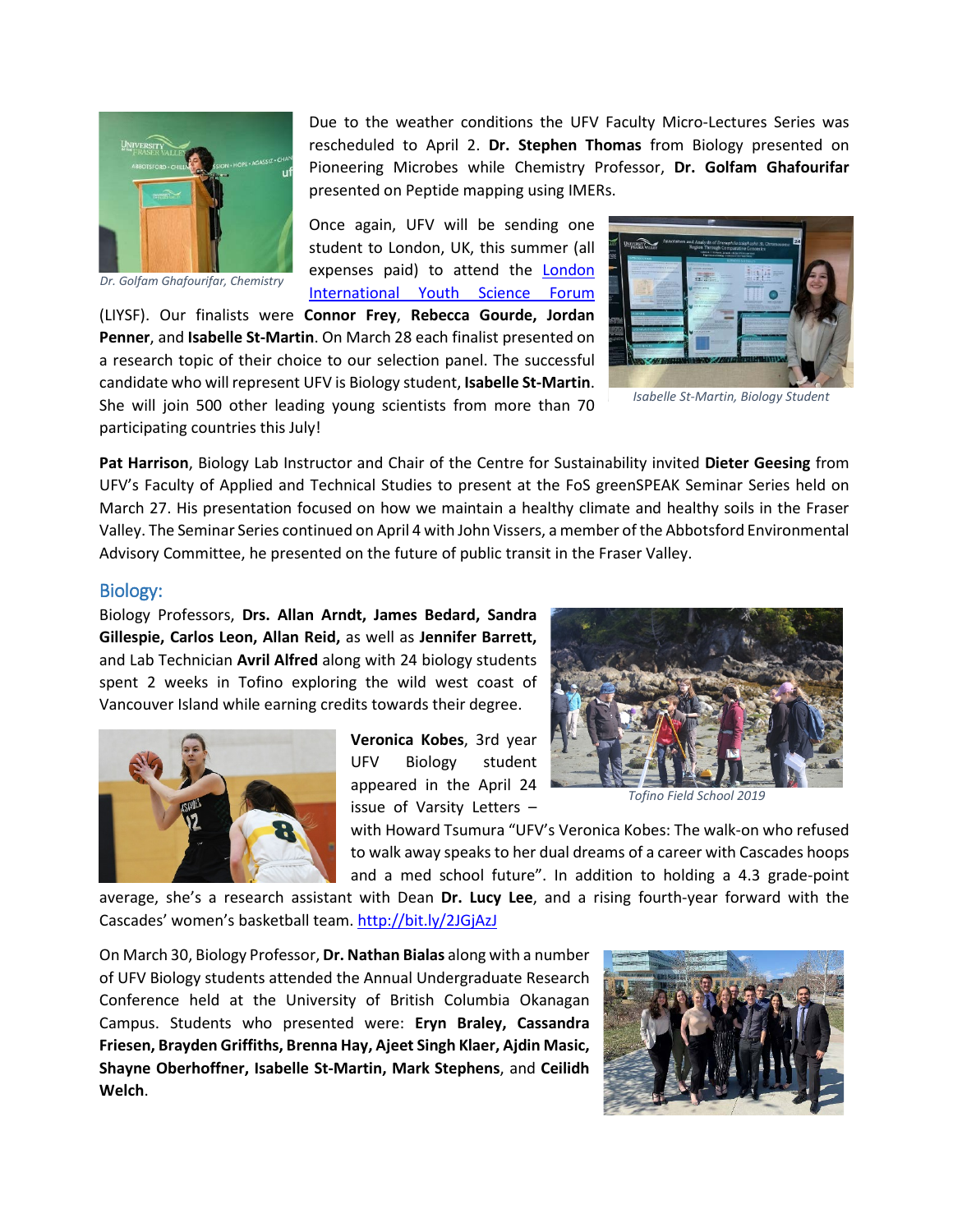Dr. Golfam Ghafourifar, Chemistry

Due to the weather conditions the UFV Faculty Micro-Lectures Series was rescheduled to April 2. **Dr. Stephen Thomas** from Biology presented on Pioneering Microbes while Chemistry Professor, **Dr. Golfam Ghafourifar** presented on Peptide mapping using IMERs.

Once again, UFV will be sending one student to London, UK, this summer (all expenses paid) to attend the [London International Youth Science Forum](#) (LIYSF). Our finalists were **Connor Frey**, **Rebecca Gourde, Jordan Penner**, and **Isabelle St-Martin**. On March 28 each finalist presented on a research topic of their choice to our selection panel. The successful candidate who will represent UFV is Biology student, **Isabelle St-Martin**. She will join 500 other leading young scientists from more than 70 participating countries this July!

Isabelle St-Martin, Biology Student

**Pat Harrison**, Biology Lab Instructor and Chair of the Centre for Sustainability invited **Dieter Geesing** from UFV's Faculty of Applied and Technical Studies to present at the FoS greenSPEAK Seminar Series held on March 27. His presentation focused on how we maintain a healthy climate and healthy soils in the Fraser Valley. The Seminar Series continued on April 4 with John Vissers, a member of the Abbotsford Environmental Advisory Committee, he presented on the future of public transit in the Fraser Valley.

## Biology:

Biology Professors, **Drs. Allan Arndt, James Bedard, Sandra Gillespie, Carlos Leon, Allan Reid,** as well as **Jennifer Barrett,** and Lab Technician **Avril Alfred** along with 24 biology students spent 2 weeks in Tofino exploring the wild west coast of Vancouver Island while earning credits towards their degree.

Tofino Field School 2019

**Veronica Kobes**, 3rd year UFV Biology student appeared in the April 24 issue of Varsity Letters – with Howard Tsumura "UFV's Veronica Kobes: The walk-on who refused to walk away speaks to her dual dreams of a career with Cascades hoops and a med school future". In addition to holding a 4.3 grade-point average, she's a research assistant with Dean **Dr. Lucy Lee**, and a rising fourth-year forward with the Cascades' women's basketball team. http://bit.ly/2JGjAzJ

On March 30, Biology Professor, **Dr. Nathan Bialas** along with a number of UFV Biology students attended the Annual Undergraduate Research Conference held at the University of British Columbia Okanagan Campus. Students who presented were: **Eryn Braley, Cassandra Friesen, Brayden Griffiths, Brenna Hay, Ajeet Singh Klaer, Ajdin Masic, Shayne Oberhoffner, Isabelle St-Martin, Mark Stephens**, and **Ceilidh Welch**.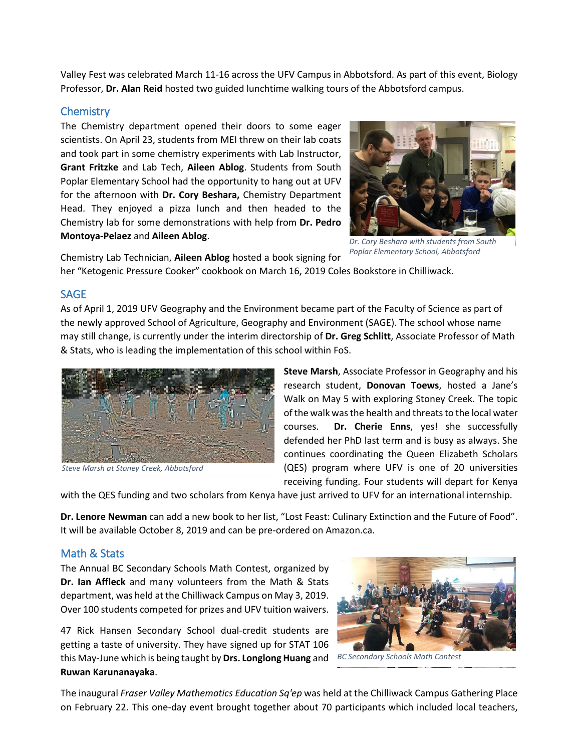Valley Fest was celebrated March 11-16 across the UFV Campus in Abbotsford. As part of this event, Biology Professor, **Dr. Alan Reid** hosted two guided lunchtime walking tours of the Abbotsford campus.

## Chemistry

The Chemistry department opened their doors to some eager scientists. On April 23, students from MEI threw on their lab coats and took part in some chemistry experiments with Lab Instructor, **Grant Fritzke** and Lab Tech, **Aileen Ablog**. Students from South Poplar Elementary School had the opportunity to hang out at UFV for the afternoon with **Dr. Cory Beshara,** Chemistry Department Head. They enjoyed a pizza lunch and then headed to the Chemistry lab for some demonstrations with help from **Dr. Pedro Montoya-Pelaez** and **Aileen Ablog**.

*Dr. Cory Beshara with students from South Poplar Elementary School, Abbotsford*

Chemistry Lab Technician, **Aileen Ablog** hosted a book signing for her "Ketogenic Pressure Cooker" cookbook on March 16, 2019 Coles Bookstore in Chilliwack.

## SAGE

As of April 1, 2019 UFV Geography and the Environment became part of the Faculty of Science as part of the newly approved School of Agriculture, Geography and Environment (SAGE). The school whose name may still change, is currently under the interim directorship of **Dr. Greg Schlitt**, Associate Professor of Math & Stats, who is leading the implementation of this school within FoS.

*Steve Marsh at Stoney Creek, Abbotsford*

**Steve Marsh**, Associate Professor in Geography and his research student, **Donovan Toews**, hosted a Jane's Walk on May 5 with exploring Stoney Creek. The topic of the walk was the health and threats to the local water courses. **Dr. Cherie Enns**, yes! she successfully defended her PhD last term and is busy as always. She continues coordinating the Queen Elizabeth Scholars (QES) program where UFV is one of 20 universities receiving funding. Four students will depart for Kenya with the QES funding and two scholars from Kenya have just arrived to UFV for an international internship.

**Dr. Lenore Newman** can add a new book to her list, "Lost Feast: Culinary Extinction and the Future of Food". It will be available October 8, 2019 and can be pre-ordered on Amazon.ca.

## Math & Stats

The Annual BC Secondary Schools Math Contest, organized by **Dr. Ian Affleck** and many volunteers from the Math & Stats department, was held at the Chilliwack Campus on May 3, 2019. Over 100 students competed for prizes and UFV tuition waivers.

47 Rick Hansen Secondary School dual-credit students are getting a taste of university. They have signed up for STAT 106 this May-June which is being taught by **Drs. Longlong Huang** and **Ruwan Karunanayaka**.

*BC Secondary Schools Math Contest*

The inaugural *Fraser Valley Mathematics Education Sq'ep* was held at the Chilliwack Campus Gathering Place on February 22. This one-day event brought together about 70 participants which included local teachers,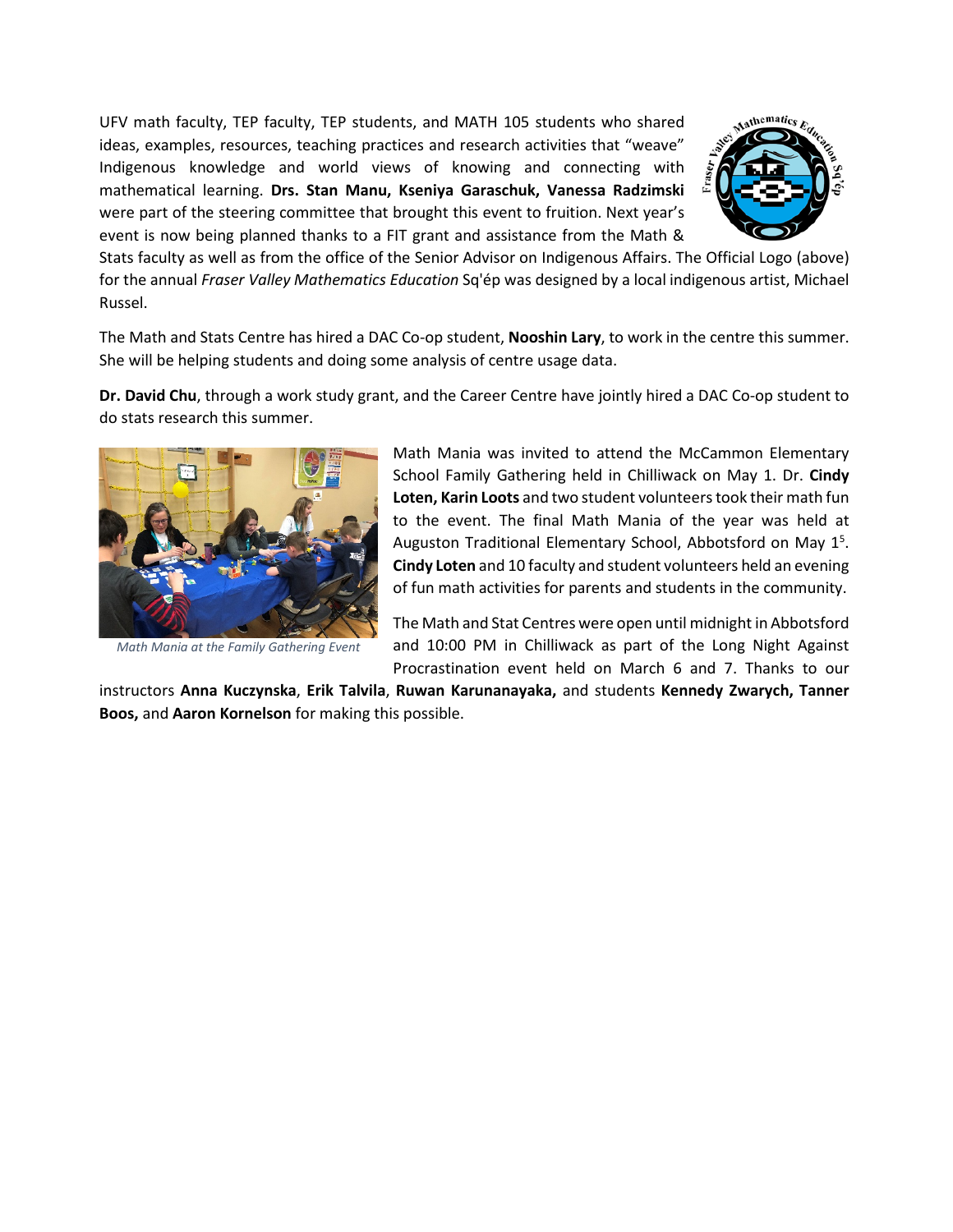UFV math faculty, TEP faculty, TEP students, and MATH 105 students who shared ideas, examples, resources, teaching practices and research activities that "weave" Indigenous knowledge and world views of knowing and connecting with mathematical learning. **Drs. Stan Manu, Kseniya Garaschuk, Vanessa Radzimski** were part of the steering committee that brought this event to fruition. Next year's event is now being planned thanks to a FIT grant and assistance from the Math & Stats faculty as well as from the office of the Senior Advisor on Indigenous Affairs. The Official Logo (above) for the annual *Fraser Valley Mathematics Education* Sq'ép was designed by a local indigenous artist, Michael Russel.

The Math and Stats Centre has hired a DAC Co-op student, **Nooshin Lary**, to work in the centre this summer. She will be helping students and doing some analysis of centre usage data.

**Dr. David Chu**, through a work study grant, and the Career Centre have jointly hired a DAC Co-op student to do stats research this summer.

*Math Mania at the Family Gathering Event*

Math Mania was invited to attend the McCammon Elementary School Family Gathering held in Chilliwack on May 1. Dr. **Cindy Loten, Karin Loots** and two student volunteers took their math fun to the event. The final Math Mania of the year was held at Auguston Traditional Elementary School, Abbotsford on May 1[5]. **Cindy Loten** and 10 faculty and student volunteers held an evening of fun math activities for parents and students in the community.

The Math and Stat Centres were open until midnight in Abbotsford and 10:00 PM in Chilliwack as part of the Long Night Against Procrastination event held on March 6 and 7. Thanks to our instructors **Anna Kuczynska**, **Erik Talvila**, **Ruwan Karunanayaka,** and students **Kennedy Zwarych, Tanner Boos,** and **Aaron Kornelson** for making this possible.